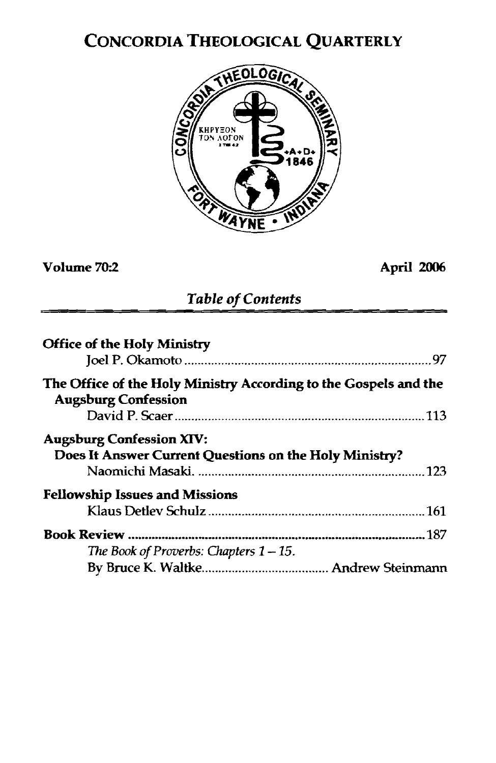# CONCORDIA THEOLOGICAL QUARTERLY

**Volume 70:2** **April 2006**

## *Table of Contents*

**Office of the Holy Ministry**
Joel P. Okamoto .......... 97

**The Office of the Holy Ministry According to the Gospels and the Augsburg Confession**
David P. Scaer .......... 113

**Augsburg Confession XIV: Does It Answer Current Questions on the Holy Ministry?**
Naomichi Masaki. .......... 123

**Fellowship Issues and Missions**
Klaus Detlev Schulz .......... 161

**Book Review** .......... 187
*The Book of Proverbs: Chapters 1 – 15.*
By Bruce K. Waltke.......... Andrew Steinmann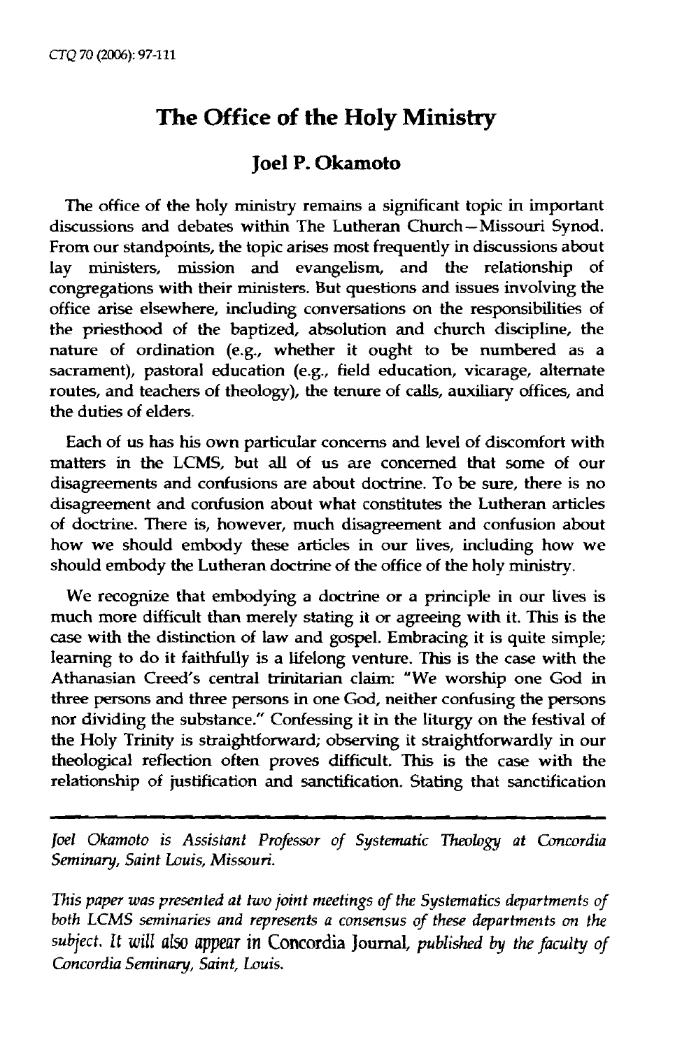# The Office of the Holy Ministry

## Joel P. Okamoto

The office of the holy ministry remains a significant topic in important discussions and debates within The Lutheran Church—Missouri Synod. From our standpoints, the topic arises most frequently in discussions about lay ministers, mission and evangelism, and the relationship of congregations with their ministers. But questions and issues involving the office arise elsewhere, including conversations on the responsibilities of the priesthood of the baptized, absolution and church discipline, the nature of ordination (e.g., whether it ought to be numbered as a sacrament), pastoral education (e.g., field education, vicarage, alternate routes, and teachers of theology), the tenure of calls, auxiliary offices, and the duties of elders.

Each of us has his own particular concerns and level of discomfort with matters in the LCMS, but all of us are concerned that some of our disagreements and confusions are about doctrine. To be sure, there is no disagreement and confusion about what constitutes the Lutheran articles of doctrine. There is, however, much disagreement and confusion about how we should embody these articles in our lives, including how we should embody the Lutheran doctrine of the office of the holy ministry.

We recognize that embodying a doctrine or a principle in our lives is much more difficult than merely stating it or agreeing with it. This is the case with the distinction of law and gospel. Embracing it is quite simple; learning to do it faithfully is a lifelong venture. This is the case with the Athanasian Creed's central trinitarian claim: "We worship one God in three persons and three persons in one God, neither confusing the persons nor dividing the substance." Confessing it in the liturgy on the festival of the Holy Trinity is straightforward; observing it straightforwardly in our theological reflection often proves difficult. This is the case with the relationship of justification and sanctification. Stating that sanctification

---

*Joel Okamoto is Assistant Professor of Systematic Theology at Concordia Seminary, Saint Louis, Missouri.*

*This paper was presented at two joint meetings of the Systematics departments of both LCMS seminaries and represents a consensus of these departments on the subject. It will also appear in* Concordia Journal, *published by the faculty of Concordia Seminary, Saint, Louis.*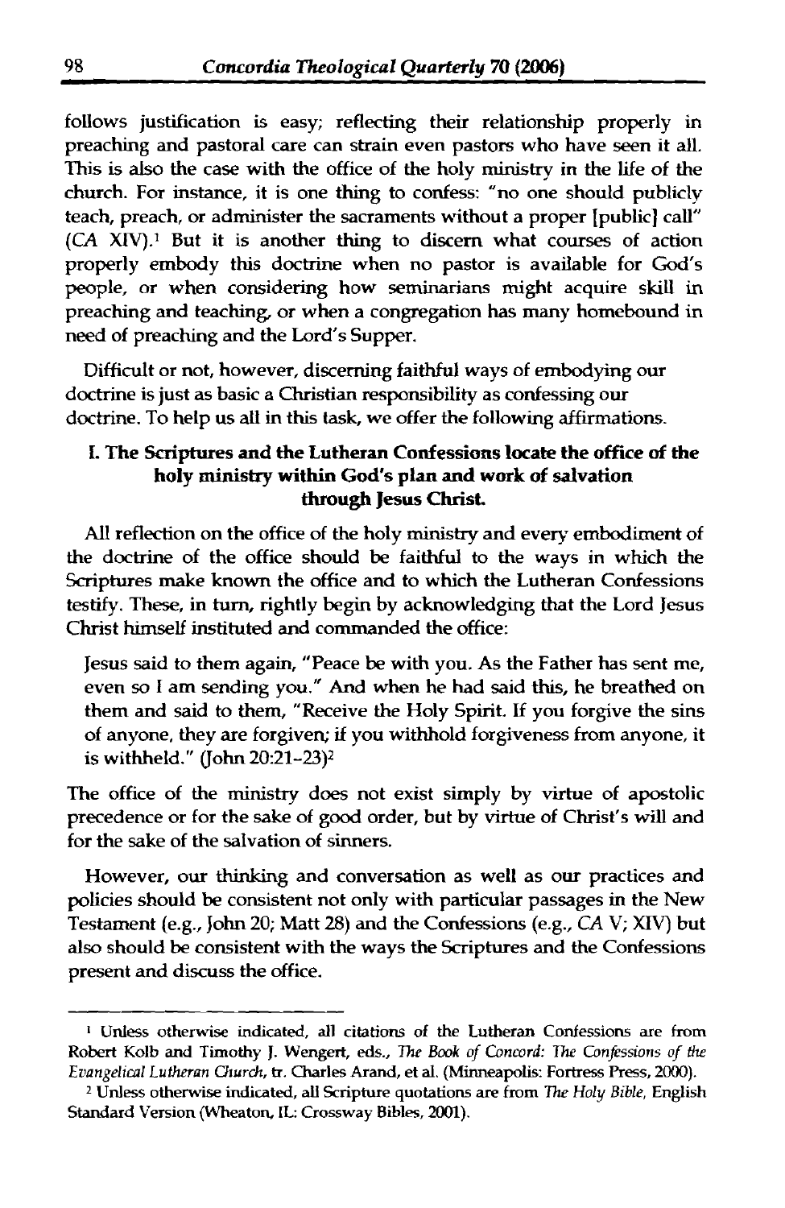follows justification is easy; reflecting their relationship properly in preaching and pastoral care can strain even pastors who have seen it all. This is also the case with the office of the holy ministry in the life of the church. For instance, it is one thing to confess: "no one should publicly teach, preach, or administer the sacraments without a proper [public] call" (*CA* XIV).[1] But it is another thing to discern what courses of action properly embody this doctrine when no pastor is available for God's people, or when considering how seminarians might acquire skill in preaching and teaching, or when a congregation has many homebound in need of preaching and the Lord's Supper.

Difficult or not, however, discerning faithful ways of embodying our doctrine is just as basic a Christian responsibility as confessing our doctrine. To help us all in this task, we offer the following affirmations.

### I. The Scriptures and the Lutheran Confessions locate the office of the holy ministry within God's plan and work of salvation through Jesus Christ.

All reflection on the office of the holy ministry and every embodiment of the doctrine of the office should be faithful to the ways in which the Scriptures make known the office and to which the Lutheran Confessions testify. These, in turn, rightly begin by acknowledging that the Lord Jesus Christ himself instituted and commanded the office:

> Jesus said to them again, "Peace be with you. As the Father has sent me, even so I am sending you." And when he had said this, he breathed on them and said to them, "Receive the Holy Spirit. If you forgive the sins of anyone, they are forgiven; if you withhold forgiveness from anyone, it is withheld." (John 20:21-23)[2]

The office of the ministry does not exist simply by virtue of apostolic precedence or for the sake of good order, but by virtue of Christ's will and for the sake of the salvation of sinners.

However, our thinking and conversation as well as our practices and policies should be consistent not only with particular passages in the New Testament (e.g., John 20; Matt 28) and the Confessions (e.g., *CA* V; XIV) but also should be consistent with the ways the Scriptures and the Confessions present and discuss the office.

---

[1] Unless otherwise indicated, all citations of the Lutheran Confessions are from Robert Kolb and Timothy J. Wengert, eds., *The Book of Concord: The Confessions of the Evangelical Lutheran Church*, tr. Charles Arand, et al. (Minneapolis: Fortress Press, 2000).

[2] Unless otherwise indicated, all Scripture quotations are from *The Holy Bible*, English Standard Version (Wheaton, IL: Crossway Bibles, 2001).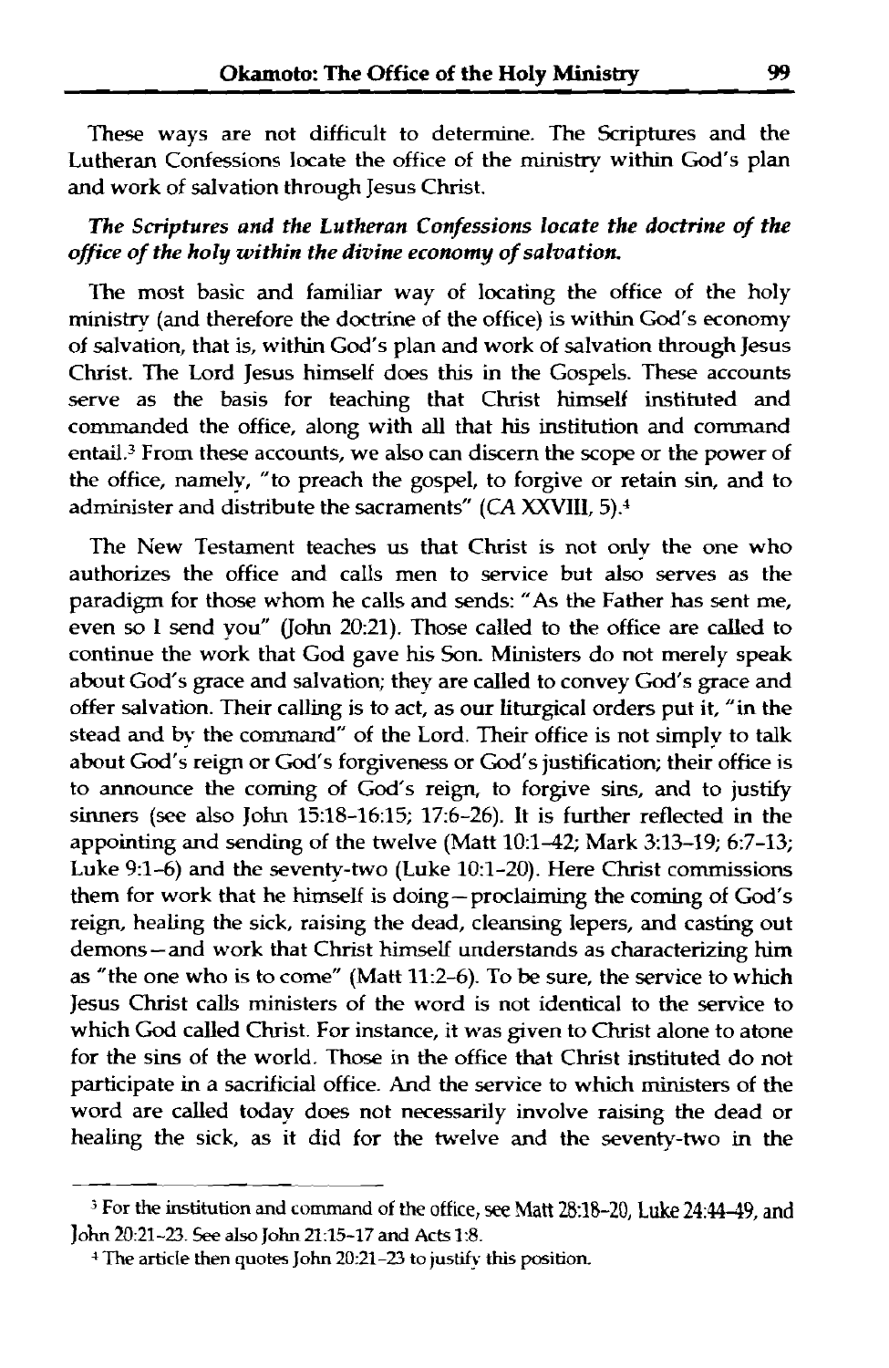These ways are not difficult to determine. The Scriptures and the Lutheran Confessions locate the office of the ministry within God's plan and work of salvation through Jesus Christ.

***The Scriptures and the Lutheran Confessions locate the doctrine of the office of the holy within the divine economy of salvation.***

The most basic and familiar way of locating the office of the holy ministry (and therefore the doctrine of the office) is within God's economy of salvation, that is, within God's plan and work of salvation through Jesus Christ. The Lord Jesus himself does this in the Gospels. These accounts serve as the basis for teaching that Christ himself instituted and commanded the office, along with all that his institution and command entail.[3] From these accounts, we also can discern the scope or the power of the office, namely, "to preach the gospel, to forgive or retain sin, and to administer and distribute the sacraments" (*CA* XXVIII, 5).[4]

The New Testament teaches us that Christ is not only the one who authorizes the office and calls men to service but also serves as the paradigm for those whom he calls and sends: "As the Father has sent me, even so I send you" (John 20:21). Those called to the office are called to continue the work that God gave his Son. Ministers do not merely speak about God's grace and salvation; they are called to convey God's grace and offer salvation. Their calling is to act, as our liturgical orders put it, "in the stead and by the command" of the Lord. Their office is not simply to talk about God's reign or God's forgiveness or God's justification; their office is to announce the coming of God's reign, to forgive sins, and to justify sinners (see also John 15:18–16:15; 17:6–26). It is further reflected in the appointing and sending of the twelve (Matt 10:1–42; Mark 3:13–19; 6:7–13; Luke 9:1–6) and the seventy-two (Luke 10:1–20). Here Christ commissions them for work that he himself is doing—proclaiming the coming of God's reign, healing the sick, raising the dead, cleansing lepers, and casting out demons—and work that Christ himself understands as characterizing him as "the one who is to come" (Matt 11:2–6). To be sure, the service to which Jesus Christ calls ministers of the word is not identical to the service to which God called Christ. For instance, it was given to Christ alone to atone for the sins of the world. Those in the office that Christ instituted do not participate in a sacrificial office. And the service to which ministers of the word are called today does not necessarily involve raising the dead or healing the sick, as it did for the twelve and the seventy-two in the

---

[3] For the institution and command of the office, see Matt 28:18–20, Luke 24:44–49, and John 20:21–23. See also John 21:15–17 and Acts 1:8.

[4] The article then quotes John 20:21–23 to justify this position.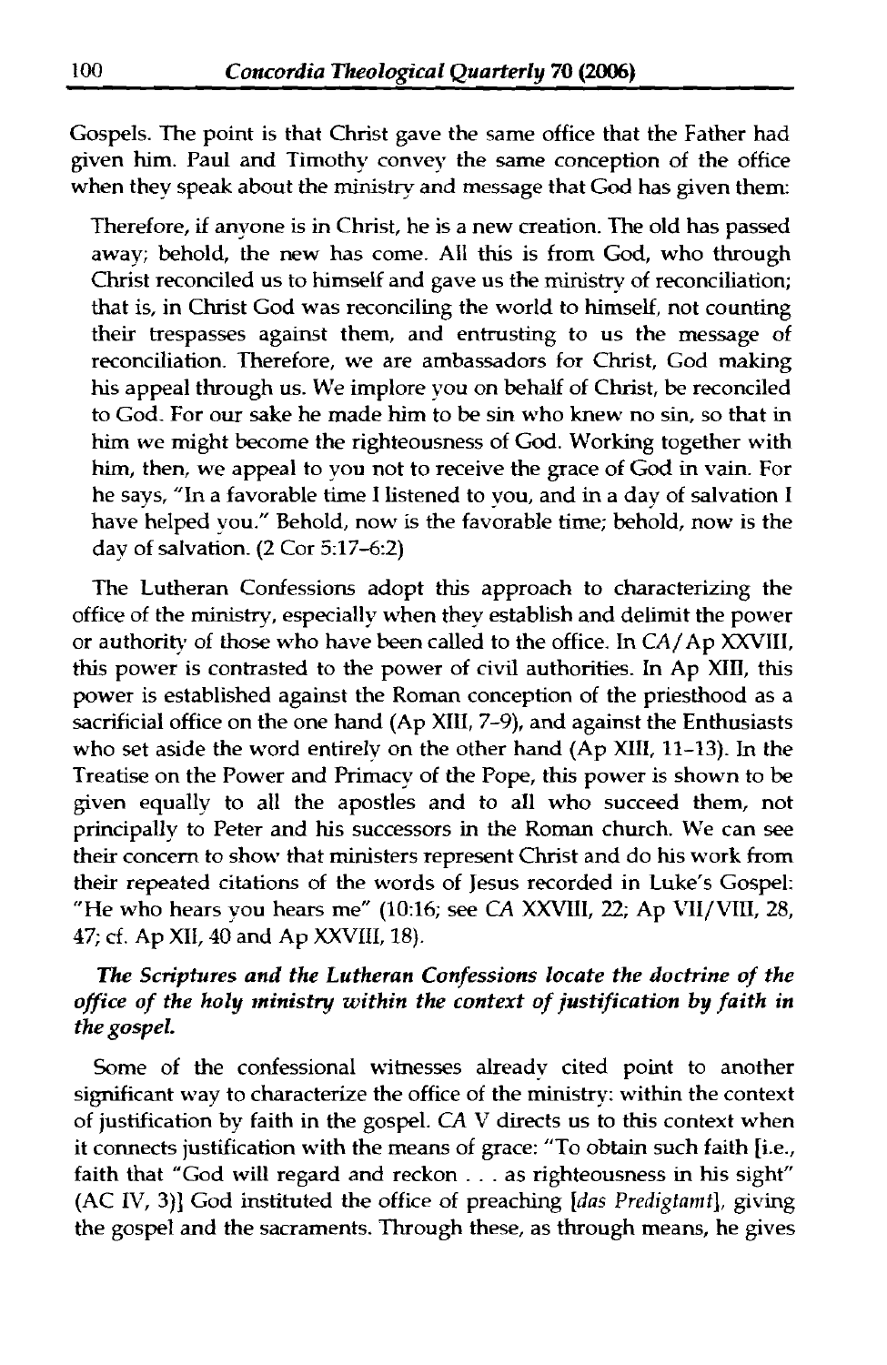Gospels. The point is that Christ gave the same office that the Father had given him. Paul and Timothy convey the same conception of the office when they speak about the ministry and message that God has given them:

> Therefore, if anyone is in Christ, he is a new creation. The old has passed away; behold, the new has come. All this is from God, who through Christ reconciled us to himself and gave us the ministry of reconciliation; that is, in Christ God was reconciling the world to himself, not counting their trespasses against them, and entrusting to us the message of reconciliation. Therefore, we are ambassadors for Christ, God making his appeal through us. We implore you on behalf of Christ, be reconciled to God. For our sake he made him to be sin who knew no sin, so that in him we might become the righteousness of God. Working together with him, then, we appeal to you not to receive the grace of God in vain. For he says, "In a favorable time I listened to you, and in a day of salvation I have helped you." Behold, now is the favorable time; behold, now is the day of salvation. (2 Cor 5:17–6:2)

The Lutheran Confessions adopt this approach to characterizing the office of the ministry, especially when they establish and delimit the power or authority of those who have been called to the office. In *CA*/Ap XXVIII, this power is contrasted to the power of civil authorities. In Ap XIII, this power is established against the Roman conception of the priesthood as a sacrificial office on the one hand (Ap XIII, 7–9), and against the Enthusiasts who set aside the word entirely on the other hand (Ap XIII, 11–13). In the Treatise on the Power and Primacy of the Pope, this power is shown to be given equally to all the apostles and to all who succeed them, not principally to Peter and his successors in the Roman church. We can see their concern to show that ministers represent Christ and do his work from their repeated citations of the words of Jesus recorded in Luke's Gospel: "He who hears you hears me" (10:16; see *CA* XXVIII, 22; Ap VII/VIII, 28, 47; cf. Ap XII, 40 and Ap XXVIII, 18).

***The Scriptures and the Lutheran Confessions locate the doctrine of the office of the holy ministry within the context of justification by faith in the gospel.***

Some of the confessional witnesses already cited point to another significant way to characterize the office of the ministry: within the context of justification by faith in the gospel. *CA* V directs us to this context when it connects justification with the means of grace: "To obtain such faith [i.e., faith that "God will regard and reckon . . . as righteousness in his sight" (AC IV, 3)] God instituted the office of preaching [*das Predigtamt*], giving the gospel and the sacraments. Through these, as through means, he gives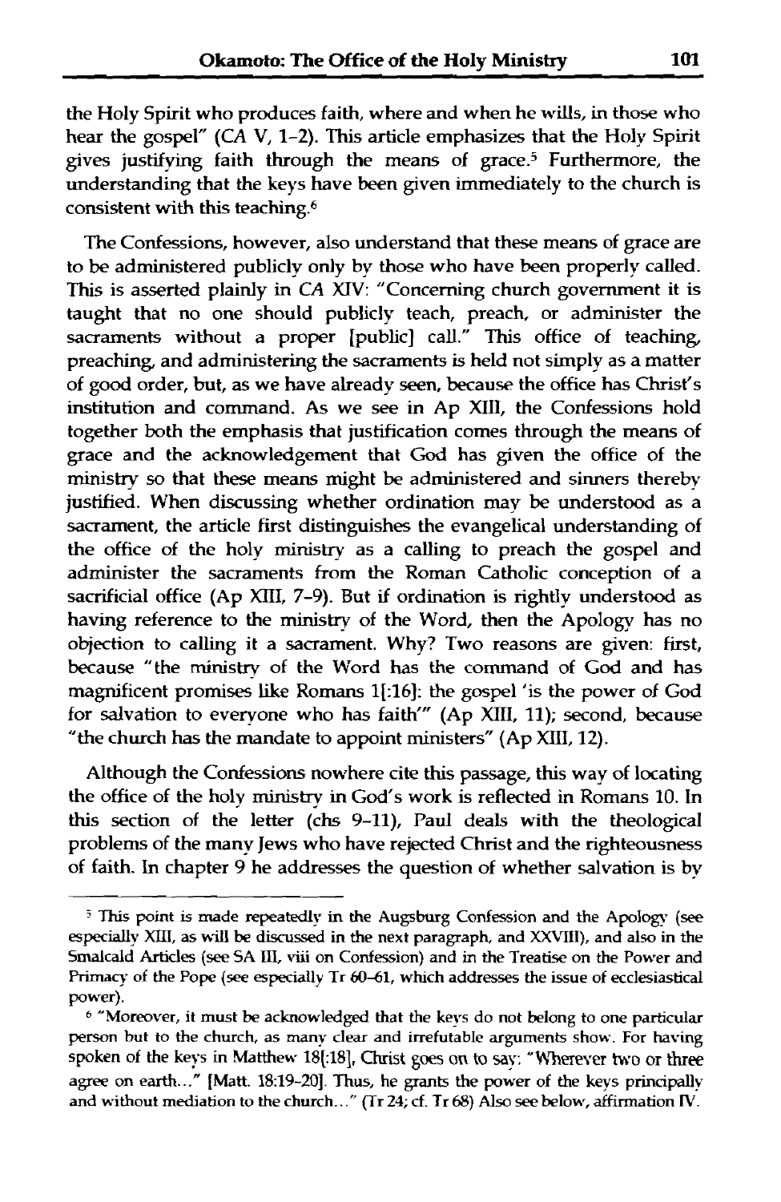the Holy Spirit who produces faith, where and when he wills, in those who hear the gospel" (*CA* V, 1-2). This article emphasizes that the Holy Spirit gives justifying faith through the means of grace.[5] Furthermore, the understanding that the keys have been given immediately to the church is consistent with this teaching.[6]

The Confessions, however, also understand that these means of grace are to be administered publicly only by those who have been properly called. This is asserted plainly in *CA* XIV: "Concerning church government it is taught that no one should publicly teach, preach, or administer the sacraments without a proper [public] call." This office of teaching, preaching, and administering the sacraments is held not simply as a matter of good order, but, as we have already seen, because the office has Christ's institution and command. As we see in Ap XIII, the Confessions hold together both the emphasis that justification comes through the means of grace and the acknowledgement that God has given the office of the ministry so that these means might be administered and sinners thereby justified. When discussing whether ordination may be understood as a sacrament, the article first distinguishes the evangelical understanding of the office of the holy ministry as a calling to preach the gospel and administer the sacraments from the Roman Catholic conception of a sacrificial office (Ap XIII, 7-9). But if ordination is rightly understood as having reference to the ministry of the Word, then the Apology has no objection to calling it a sacrament. Why? Two reasons are given: first, because "the ministry of the Word has the command of God and has magnificent promises like Romans 1[:16]: the gospel 'is the power of God for salvation to everyone who has faith'" (Ap XIII, 11); second, because "the church has the mandate to appoint ministers" (Ap XIII, 12).

Although the Confessions nowhere cite this passage, this way of locating the office of the holy ministry in God's work is reflected in Romans 10. In this section of the letter (chs 9-11), Paul deals with the theological problems of the many Jews who have rejected Christ and the righteousness of faith. In chapter 9 he addresses the question of whether salvation is by

---

[5] This point is made repeatedly in the Augsburg Confession and the Apology (see especially XIII, as will be discussed in the next paragraph, and XXVIII), and also in the Smalcald Articles (see SA III, viii on Confession) and in the Treatise on the Power and Primacy of the Pope (see especially Tr 60-61, which addresses the issue of ecclesiastical power).

[6] "Moreover, it must be acknowledged that the keys do not belong to one particular person but to the church, as many clear and irrefutable arguments show. For having spoken of the keys in Matthew 18[:18], Christ goes on to say: "Wherever two or three agree on earth..." [Matt. 18:19-20]. Thus, he grants the power of the keys principally and without mediation to the church..." (Tr 24; cf. Tr 68) Also see below, affirmation IV.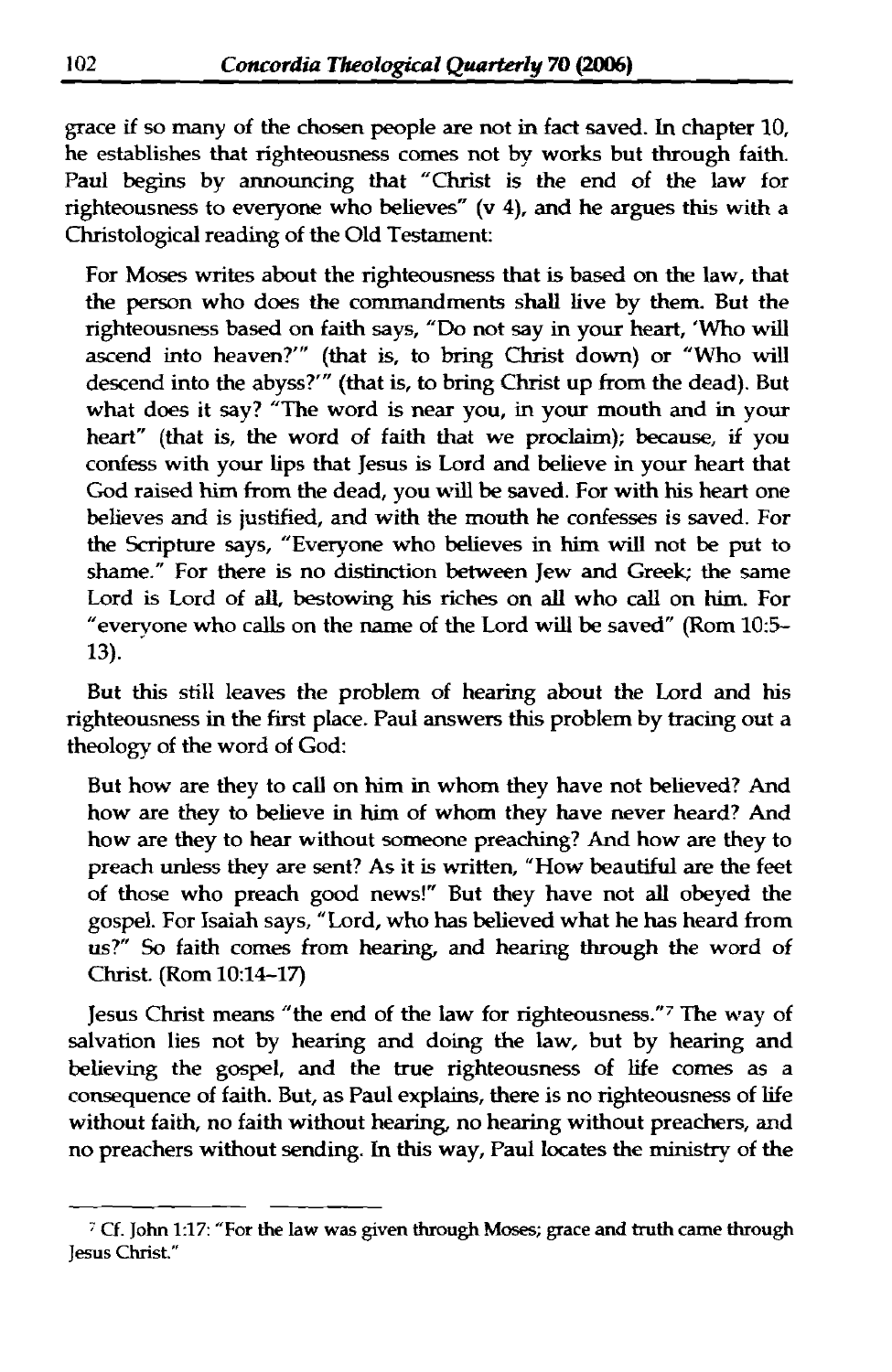grace if so many of the chosen people are not in fact saved. In chapter 10, he establishes that righteousness comes not by works but through faith. Paul begins by announcing that "Christ is the end of the law for righteousness to everyone who believes" (v 4), and he argues this with a Christological reading of the Old Testament:

> For Moses writes about the righteousness that is based on the law, that the person who does the commandments shall live by them. But the righteousness based on faith says, "Do not say in your heart, 'Who will ascend into heaven?'" (that is, to bring Christ down) or "Who will descend into the abyss?'" (that is, to bring Christ up from the dead). But what does it say? "The word is near you, in your mouth and in your heart" (that is, the word of faith that we proclaim); because, if you confess with your lips that Jesus is Lord and believe in your heart that God raised him from the dead, you will be saved. For with his heart one believes and is justified, and with the mouth he confesses is saved. For the Scripture says, "Everyone who believes in him will not be put to shame." For there is no distinction between Jew and Greek; the same Lord is Lord of all, bestowing his riches on all who call on him. For "everyone who calls on the name of the Lord will be saved" (Rom 10:5–13).

But this still leaves the problem of hearing about the Lord and his righteousness in the first place. Paul answers this problem by tracing out a theology of the word of God:

> But how are they to call on him in whom they have not believed? And how are they to believe in him of whom they have never heard? And how are they to hear without someone preaching? And how are they to preach unless they are sent? As it is written, "How beautiful are the feet of those who preach good news!" But they have not all obeyed the gospel. For Isaiah says, "Lord, who has believed what he has heard from us?" So faith comes from hearing, and hearing through the word of Christ. (Rom 10:14–17)

Jesus Christ means "the end of the law for righteousness."[7] The way of salvation lies not by hearing and doing the law, but by hearing and believing the gospel, and the true righteousness of life comes as a consequence of faith. But, as Paul explains, there is no righteousness of life without faith, no faith without hearing, no hearing without preachers, and no preachers without sending. In this way, Paul locates the ministry of the

---

[7] Cf. John 1:17: "For the law was given through Moses; grace and truth came through Jesus Christ."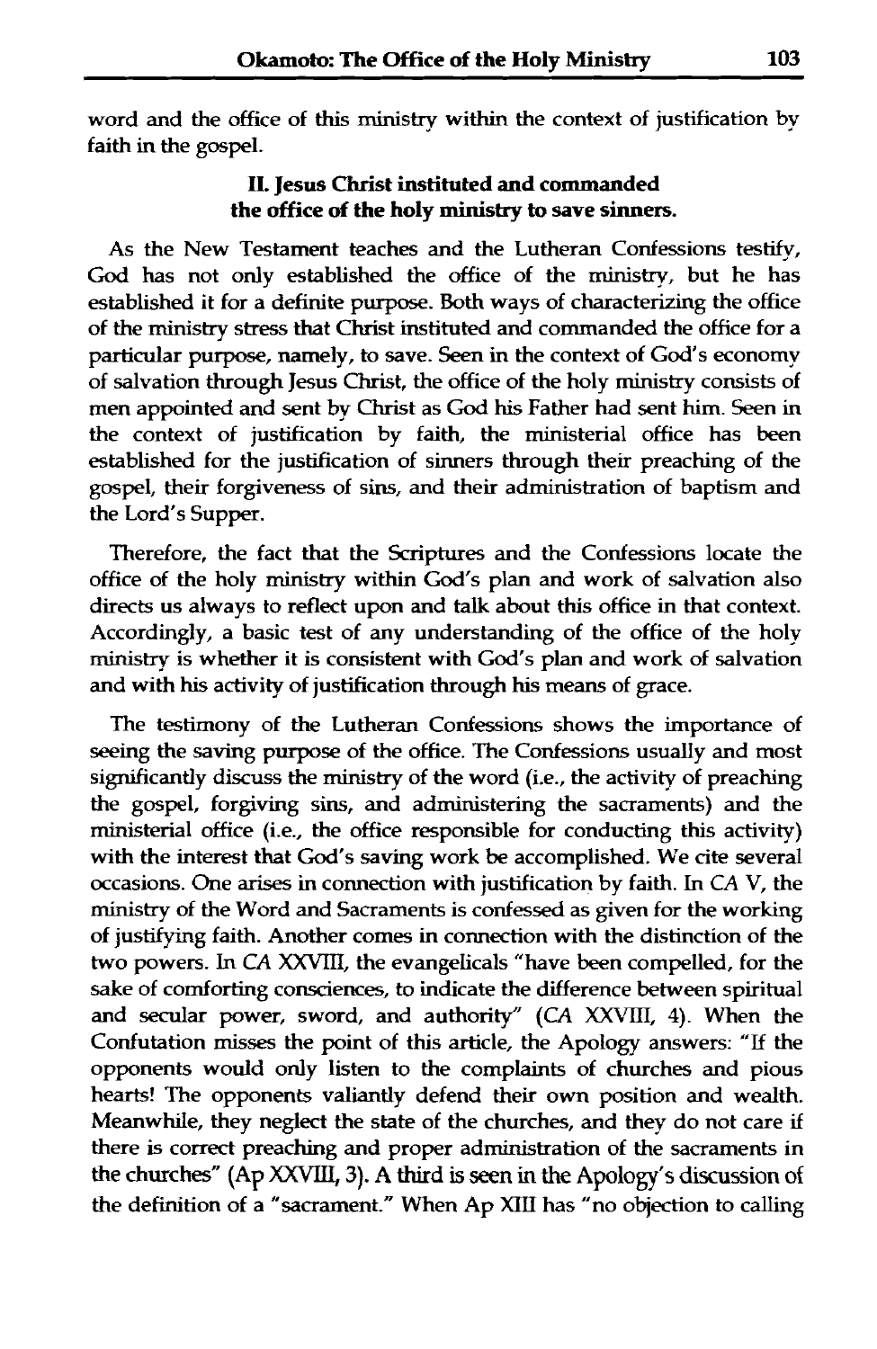word and the office of this ministry within the context of justification by faith in the gospel.

## II. Jesus Christ instituted and commanded the office of the holy ministry to save sinners.

As the New Testament teaches and the Lutheran Confessions testify, God has not only established the office of the ministry, but he has established it for a definite purpose. Both ways of characterizing the office of the ministry stress that Christ instituted and commanded the office for a particular purpose, namely, to save. Seen in the context of God's economy of salvation through Jesus Christ, the office of the holy ministry consists of men appointed and sent by Christ as God his Father had sent him. Seen in the context of justification by faith, the ministerial office has been established for the justification of sinners through their preaching of the gospel, their forgiveness of sins, and their administration of baptism and the Lord's Supper.

Therefore, the fact that the Scriptures and the Confessions locate the office of the holy ministry within God's plan and work of salvation also directs us always to reflect upon and talk about this office in that context. Accordingly, a basic test of any understanding of the office of the holy ministry is whether it is consistent with God's plan and work of salvation and with his activity of justification through his means of grace.

The testimony of the Lutheran Confessions shows the importance of seeing the saving purpose of the office. The Confessions usually and most significantly discuss the ministry of the word (i.e., the activity of preaching the gospel, forgiving sins, and administering the sacraments) and the ministerial office (i.e., the office responsible for conducting this activity) with the interest that God's saving work be accomplished. We cite several occasions. One arises in connection with justification by faith. In *CA* V, the ministry of the Word and Sacraments is confessed as given for the working of justifying faith. Another comes in connection with the distinction of the two powers. In *CA* XXVIII, the evangelicals "have been compelled, for the sake of comforting consciences, to indicate the difference between spiritual and secular power, sword, and authority" (*CA* XXVIII, 4). When the Confutation misses the point of this article, the Apology answers: "If the opponents would only listen to the complaints of churches and pious hearts! The opponents valiantly defend their own position and wealth. Meanwhile, they neglect the state of the churches, and they do not care if there is correct preaching and proper administration of the sacraments in the churches" (Ap XXVIII, 3). A third is seen in the Apology's discussion of the definition of a "sacrament." When Ap XIII has "no objection to calling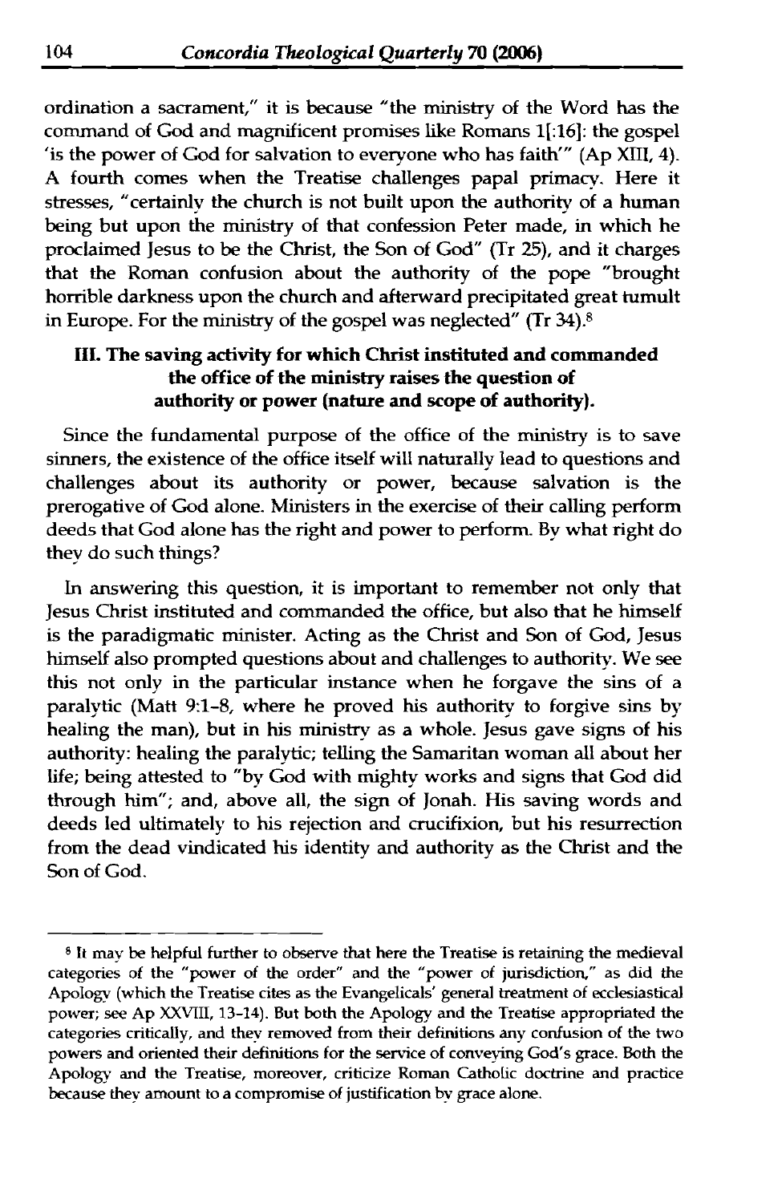ordination a sacrament," it is because "the ministry of the Word has the command of God and magnificent promises like Romans 1[:16]: the gospel 'is the power of God for salvation to everyone who has faith'" (Ap XIII, 4). A fourth comes when the Treatise challenges papal primacy. Here it stresses, "certainly the church is not built upon the authority of a human being but upon the ministry of that confession Peter made, in which he proclaimed Jesus to be the Christ, the Son of God" (Tr 25), and it charges that the Roman confusion about the authority of the pope "brought horrible darkness upon the church and afterward precipitated great tumult in Europe. For the ministry of the gospel was neglected" (Tr 34).[8]

### III. The saving activity for which Christ instituted and commanded the office of the ministry raises the question of authority or power (nature and scope of authority).

Since the fundamental purpose of the office of the ministry is to save sinners, the existence of the office itself will naturally lead to questions and challenges about its authority or power, because salvation is the prerogative of God alone. Ministers in the exercise of their calling perform deeds that God alone has the right and power to perform. By what right do they do such things?

In answering this question, it is important to remember not only that Jesus Christ instituted and commanded the office, but also that he himself is the paradigmatic minister. Acting as the Christ and Son of God, Jesus himself also prompted questions about and challenges to authority. We see this not only in the particular instance when he forgave the sins of a paralytic (Matt 9:1-8, where he proved his authority to forgive sins by healing the man), but in his ministry as a whole. Jesus gave signs of his authority: healing the paralytic; telling the Samaritan woman all about her life; being attested to "by God with mighty works and signs that God did through him"; and, above all, the sign of Jonah. His saving words and deeds led ultimately to his rejection and crucifixion, but his resurrection from the dead vindicated his identity and authority as the Christ and the Son of God.

---

[8] It may be helpful further to observe that here the Treatise is retaining the medieval categories of the "power of the order" and the "power of jurisdiction," as did the Apology (which the Treatise cites as the Evangelicals' general treatment of ecclesiastical power; see Ap XXVIII, 13-14). But both the Apology and the Treatise appropriated the categories critically, and they removed from their definitions any confusion of the two powers and oriented their definitions for the service of conveying God's grace. Both the Apology and the Treatise, moreover, criticize Roman Catholic doctrine and practice because they amount to a compromise of justification by grace alone.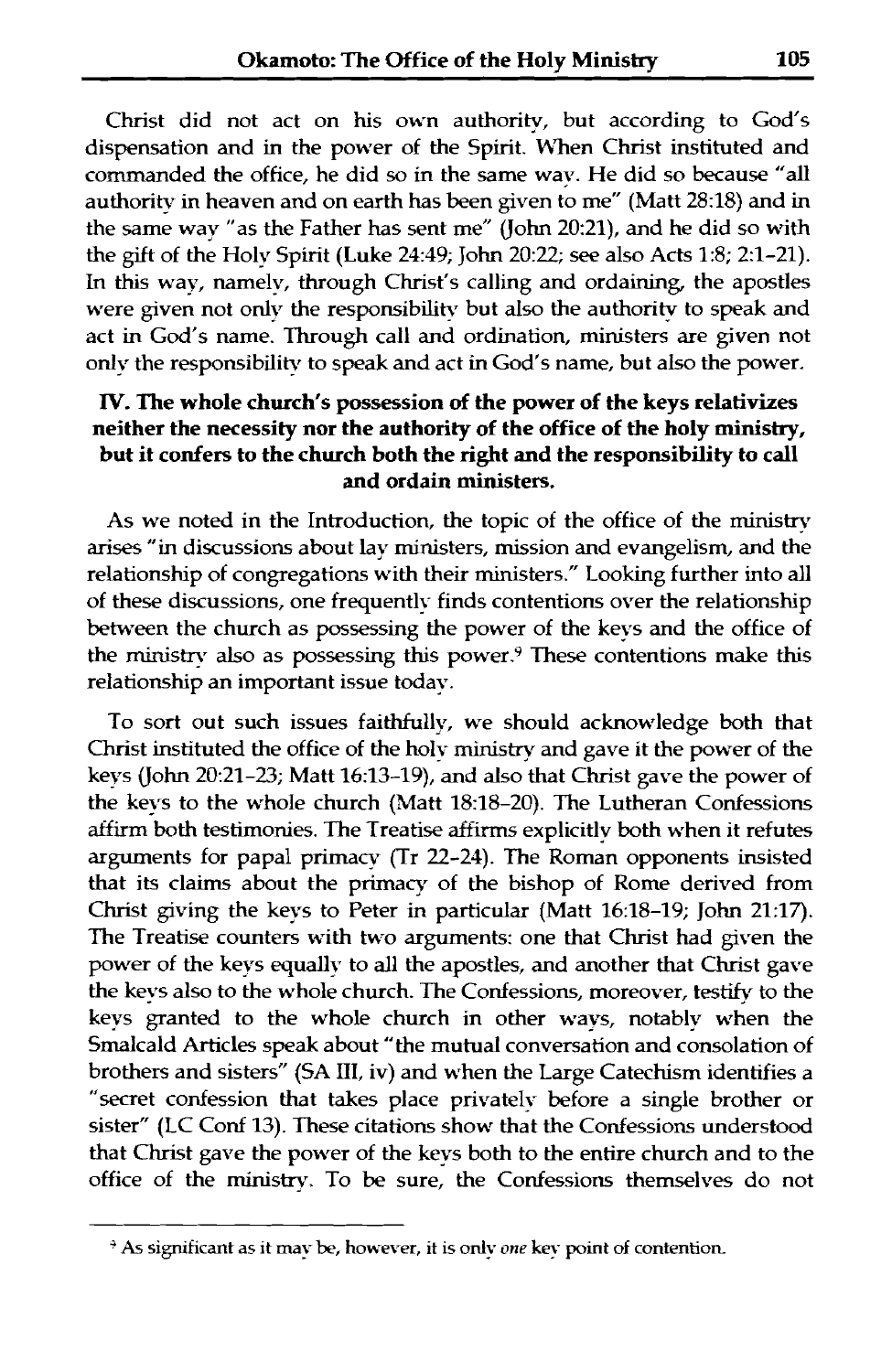Christ did not act on his own authority, but according to God's dispensation and in the power of the Spirit. When Christ instituted and commanded the office, he did so in the same way. He did so because "all authority in heaven and on earth has been given to me" (Matt 28:18) and in the same way "as the Father has sent me" (John 20:21), and he did so with the gift of the Holy Spirit (Luke 24:49; John 20:22; see also Acts 1:8; 2:1–21). In this way, namely, through Christ's calling and ordaining, the apostles were given not only the responsibility but also the authority to speak and act in God's name. Through call and ordination, ministers are given not only the responsibility to speak and act in God's name, but also the power.

### IV. The whole church's possession of the power of the keys relativizes neither the necessity nor the authority of the office of the holy ministry, but it confers to the church both the right and the responsibility to call and ordain ministers.

As we noted in the Introduction, the topic of the office of the ministry arises "in discussions about lay ministers, mission and evangelism, and the relationship of congregations with their ministers." Looking further into all of these discussions, one frequently finds contentions over the relationship between the church as possessing the power of the keys and the office of the ministry also as possessing this power.[9] These contentions make this relationship an important issue today.

To sort out such issues faithfully, we should acknowledge both that Christ instituted the office of the holy ministry and gave it the power of the keys (John 20:21–23; Matt 16:13–19), and also that Christ gave the power of the keys to the whole church (Matt 18:18–20). The Lutheran Confessions affirm both testimonies. The Treatise affirms explicitly both when it refutes arguments for papal primacy (Tr 22–24). The Roman opponents insisted that its claims about the primacy of the bishop of Rome derived from Christ giving the keys to Peter in particular (Matt 16:18–19; John 21:17). The Treatise counters with two arguments: one that Christ had given the power of the keys equally to all the apostles, and another that Christ gave the keys also to the whole church. The Confessions, moreover, testify to the keys granted to the whole church in other ways, notably when the Smalcald Articles speak about "the mutual conversation and consolation of brothers and sisters" (SA III, iv) and when the Large Catechism identifies a "secret confession that takes place privately before a single brother or sister" (LC Conf 13). These citations show that the Confessions understood that Christ gave the power of the keys both to the entire church and to the office of the ministry. To be sure, the Confessions themselves do not

[9] As significant as it may be, however, it is only *one* key point of contention.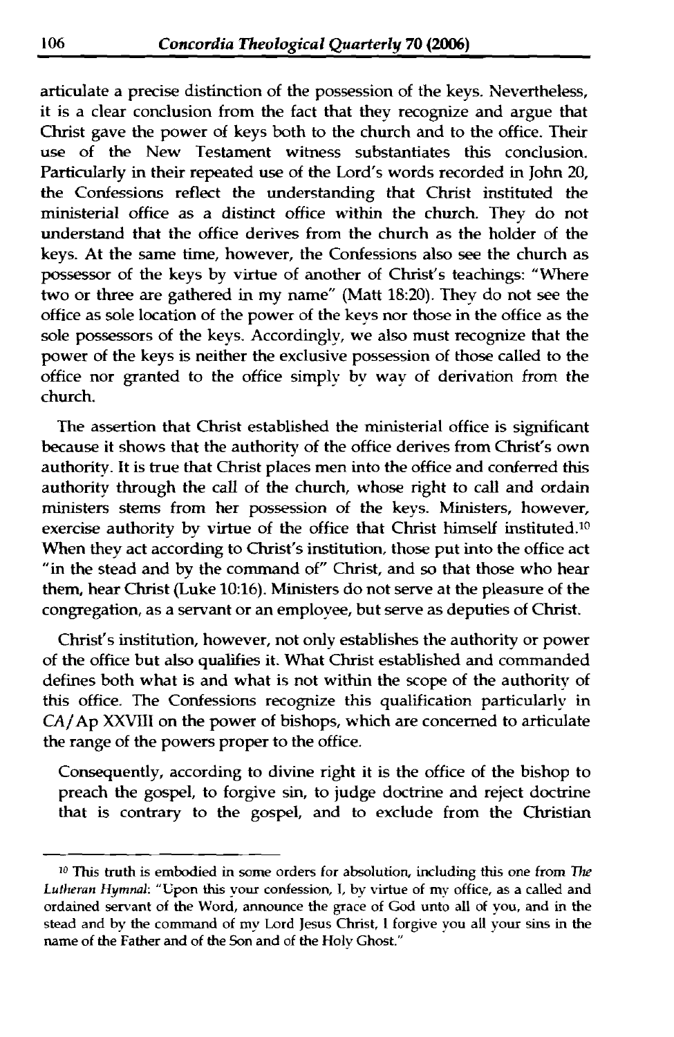articulate a precise distinction of the possession of the keys. Nevertheless, it is a clear conclusion from the fact that they recognize and argue that Christ gave the power of keys both to the church and to the office. Their use of the New Testament witness substantiates this conclusion. Particularly in their repeated use of the Lord's words recorded in John 20, the Confessions reflect the understanding that Christ instituted the ministerial office as a distinct office within the church. They do not understand that the office derives from the church as the holder of the keys. At the same time, however, the Confessions also see the church as possessor of the keys by virtue of another of Christ's teachings: "Where two or three are gathered in my name" (Matt 18:20). They do not see the office as sole location of the power of the keys nor those in the office as the sole possessors of the keys. Accordingly, we also must recognize that the power of the keys is neither the exclusive possession of those called to the office nor granted to the office simply by way of derivation from the church.

The assertion that Christ established the ministerial office is significant because it shows that the authority of the office derives from Christ's own authority. It is true that Christ places men into the office and conferred this authority through the call of the church, whose right to call and ordain ministers stems from her possession of the keys. Ministers, however, exercise authority by virtue of the office that Christ himself instituted.[10] When they act according to Christ's institution, those put into the office act "in the stead and by the command of" Christ, and so that those who hear them, hear Christ (Luke 10:16). Ministers do not serve at the pleasure of the congregation, as a servant or an employee, but serve as deputies of Christ.

Christ's institution, however, not only establishes the authority or power of the office but also qualifies it. What Christ established and commanded defines both what is and what is not within the scope of the authority of this office. The Confessions recognize this qualification particularly in CA/Ap XXVIII on the power of bishops, which are concerned to articulate the range of the powers proper to the office.

> Consequently, according to divine right it is the office of the bishop to preach the gospel, to forgive sin, to judge doctrine and reject doctrine that is contrary to the gospel, and to exclude from the Christian

---

[10] This truth is embodied in some orders for absolution, including this one from *The Lutheran Hymnal*: "Upon this your confession, I, by virtue of my office, as a called and ordained servant of the Word, announce the grace of God unto all of you, and in the stead and by the command of my Lord Jesus Christ, I forgive you all your sins in the name of the Father and of the Son and of the Holy Ghost."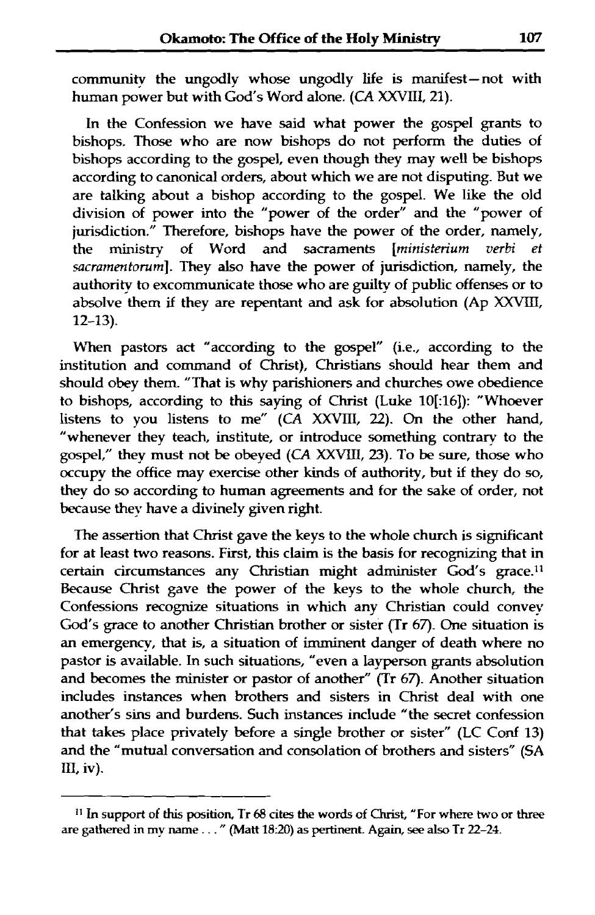community the ungodly whose ungodly life is manifest—not with human power but with God's Word alone. (*CA* XXVIII, 21).

In the Confession we have said what power the gospel grants to bishops. Those who are now bishops do not perform the duties of bishops according to the gospel, even though they may well be bishops according to canonical orders, about which we are not disputing. But we are talking about a bishop according to the gospel. We like the old division of power into the "power of the order" and the "power of jurisdiction." Therefore, bishops have the power of the order, namely, the ministry of Word and sacraments [*ministerium verbi et sacramentorum*]. They also have the power of jurisdiction, namely, the authority to excommunicate those who are guilty of public offenses or to absolve them if they are repentant and ask for absolution (Ap XXVIII, 12–13).

When pastors act "according to the gospel" (i.e., according to the institution and command of Christ), Christians should hear them and should obey them. "That is why parishioners and churches owe obedience to bishops, according to this saying of Christ (Luke 10[:16]): "Whoever listens to you listens to me" (*CA* XXVIII, 22). On the other hand, "whenever they teach, institute, or introduce something contrary to the gospel," they must not be obeyed (*CA* XXVIII, 23). To be sure, those who occupy the office may exercise other kinds of authority, but if they do so, they do so according to human agreements and for the sake of order, not because they have a divinely given right.

The assertion that Christ gave the keys to the whole church is significant for at least two reasons. First, this claim is the basis for recognizing that in certain circumstances any Christian might administer God's grace.[11] Because Christ gave the power of the keys to the whole church, the Confessions recognize situations in which any Christian could convey God's grace to another Christian brother or sister (Tr 67). One situation is an emergency, that is, a situation of imminent danger of death where no pastor is available. In such situations, "even a layperson grants absolution and becomes the minister or pastor of another" (Tr 67). Another situation includes instances when brothers and sisters in Christ deal with one another's sins and burdens. Such instances include "the secret confession that takes place privately before a single brother or sister" (LC Conf 13) and the "mutual conversation and consolation of brothers and sisters" (SA III, iv).

---

[11] In support of this position, Tr 68 cites the words of Christ, "For where two or three are gathered in my name . . . " (Matt 18:20) as pertinent. Again, see also Tr 22–24.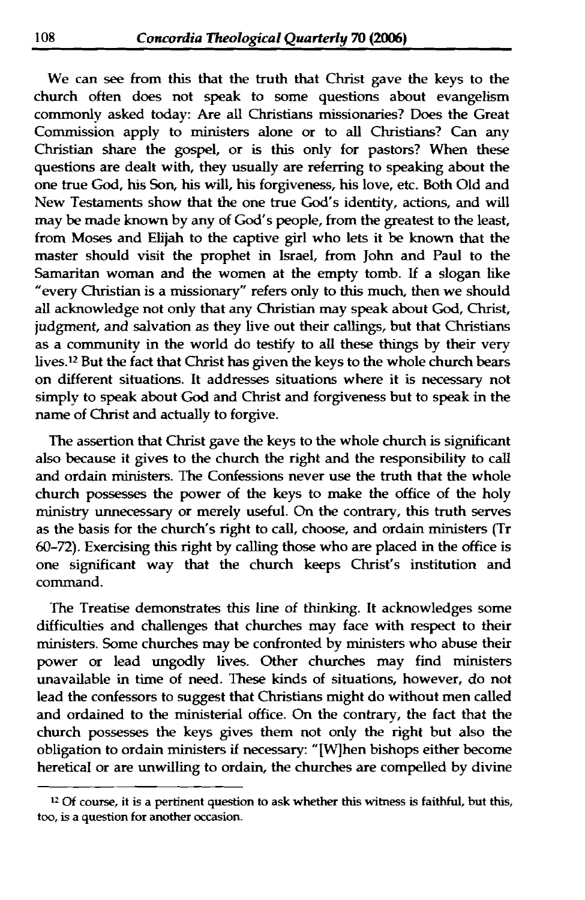We can see from this that the truth that Christ gave the keys to the church often does not speak to some questions about evangelism commonly asked today: Are all Christians missionaries? Does the Great Commission apply to ministers alone or to all Christians? Can any Christian share the gospel, or is this only for pastors? When these questions are dealt with, they usually are referring to speaking about the one true God, his Son, his will, his forgiveness, his love, etc. Both Old and New Testaments show that the one true God's identity, actions, and will may be made known by any of God's people, from the greatest to the least, from Moses and Elijah to the captive girl who lets it be known that the master should visit the prophet in Israel, from John and Paul to the Samaritan woman and the women at the empty tomb. If a slogan like "every Christian is a missionary" refers only to this much, then we should all acknowledge not only that any Christian may speak about God, Christ, judgment, and salvation as they live out their callings, but that Christians as a community in the world do testify to all these things by their very lives.[12] But the fact that Christ has given the keys to the whole church bears on different situations. It addresses situations where it is necessary not simply to speak about God and Christ and forgiveness but to speak in the name of Christ and actually to forgive.

The assertion that Christ gave the keys to the whole church is significant also because it gives to the church the right and the responsibility to call and ordain ministers. The Confessions never use the truth that the whole church possesses the power of the keys to make the office of the holy ministry unnecessary or merely useful. On the contrary, this truth serves as the basis for the church's right to call, choose, and ordain ministers (Tr 60–72). Exercising this right by calling those who are placed in the office is one significant way that the church keeps Christ's institution and command.

The Treatise demonstrates this line of thinking. It acknowledges some difficulties and challenges that churches may face with respect to their ministers. Some churches may be confronted by ministers who abuse their power or lead ungodly lives. Other churches may find ministers unavailable in time of need. These kinds of situations, however, do not lead the confessors to suggest that Christians might do without men called and ordained to the ministerial office. On the contrary, the fact that the church possesses the keys gives them not only the right but also the obligation to ordain ministers if necessary: "[W]hen bishops either become heretical or are unwilling to ordain, the churches are compelled by divine

[12] Of course, it is a pertinent question to ask whether this witness is faithful, but this, too, is a question for another occasion.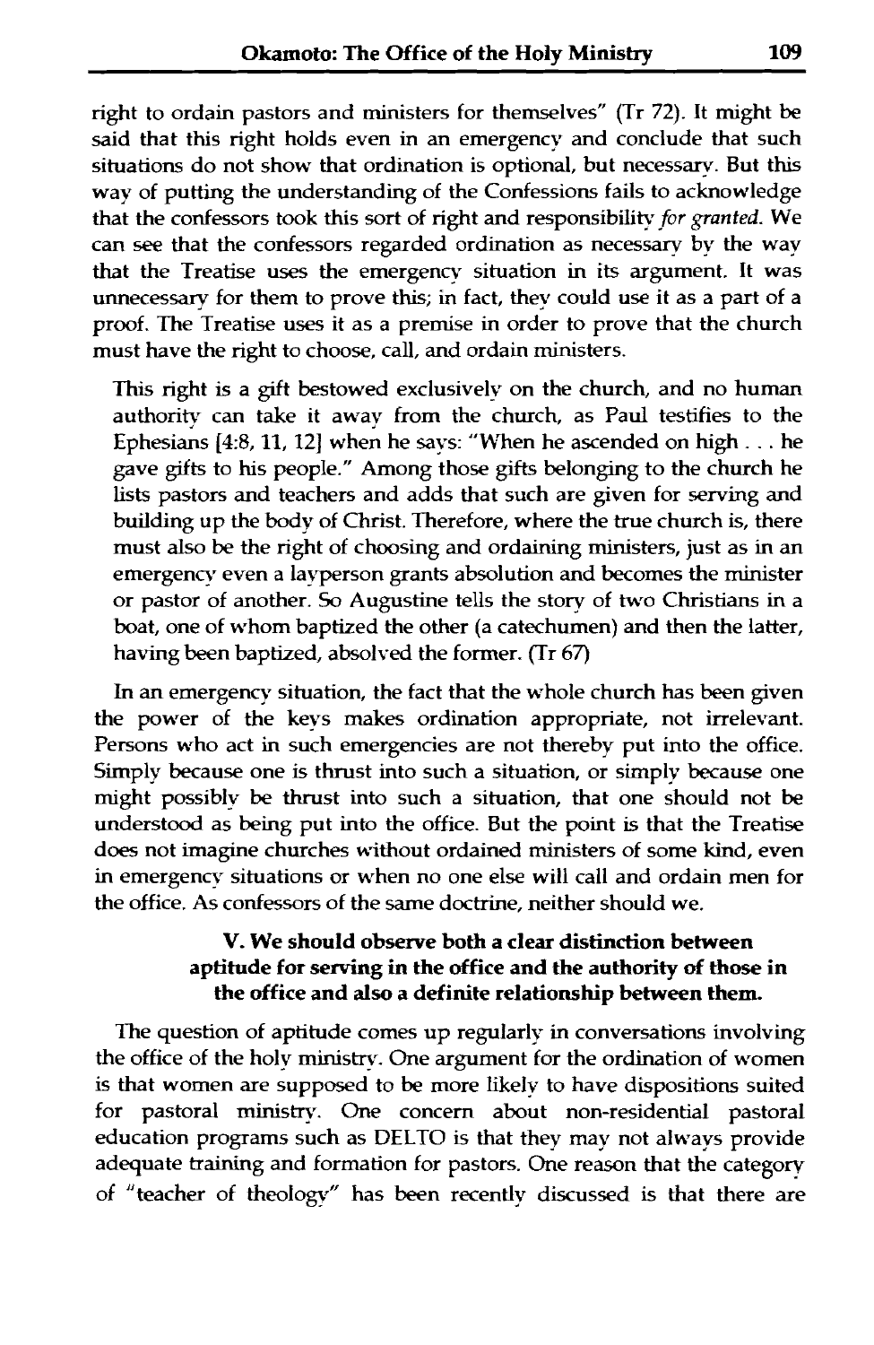right to ordain pastors and ministers for themselves" (Tr 72). It might be said that this right holds even in an emergency and conclude that such situations do not show that ordination is optional, but necessary. But this way of putting the understanding of the Confessions fails to acknowledge that the confessors took this sort of right and responsibility *for granted*. We can see that the confessors regarded ordination as necessary by the way that the Treatise uses the emergency situation in its argument. It was unnecessary for them to prove this; in fact, they could use it as a part of a proof. The Treatise uses it as a premise in order to prove that the church must have the right to choose, call, and ordain ministers.

> This right is a gift bestowed exclusively on the church, and no human authority can take it away from the church, as Paul testifies to the Ephesians [4:8, 11, 12] when he says: "When he ascended on high . . . he gave gifts to his people." Among those gifts belonging to the church he lists pastors and teachers and adds that such are given for serving and building up the body of Christ. Therefore, where the true church is, there must also be the right of choosing and ordaining ministers, just as in an emergency even a layperson grants absolution and becomes the minister or pastor of another. So Augustine tells the story of two Christians in a boat, one of whom baptized the other (a catechumen) and then the latter, having been baptized, absolved the former. (Tr 67)

In an emergency situation, the fact that the whole church has been given the power of the keys makes ordination appropriate, not irrelevant. Persons who act in such emergencies are not thereby put into the office. Simply because one is thrust into such a situation, or simply because one might possibly be thrust into such a situation, that one should not be understood as being put into the office. But the point is that the Treatise does not imagine churches without ordained ministers of some kind, even in emergency situations or when no one else will call and ordain men for the office. As confessors of the same doctrine, neither should we.

### V. We should observe both a clear distinction between aptitude for serving in the office and the authority of those in the office and also a definite relationship between them.

The question of aptitude comes up regularly in conversations involving the office of the holy ministry. One argument for the ordination of women is that women are supposed to be more likely to have dispositions suited for pastoral ministry. One concern about non-residential pastoral education programs such as DELTO is that they may not always provide adequate training and formation for pastors. One reason that the category of "teacher of theology" has been recently discussed is that there are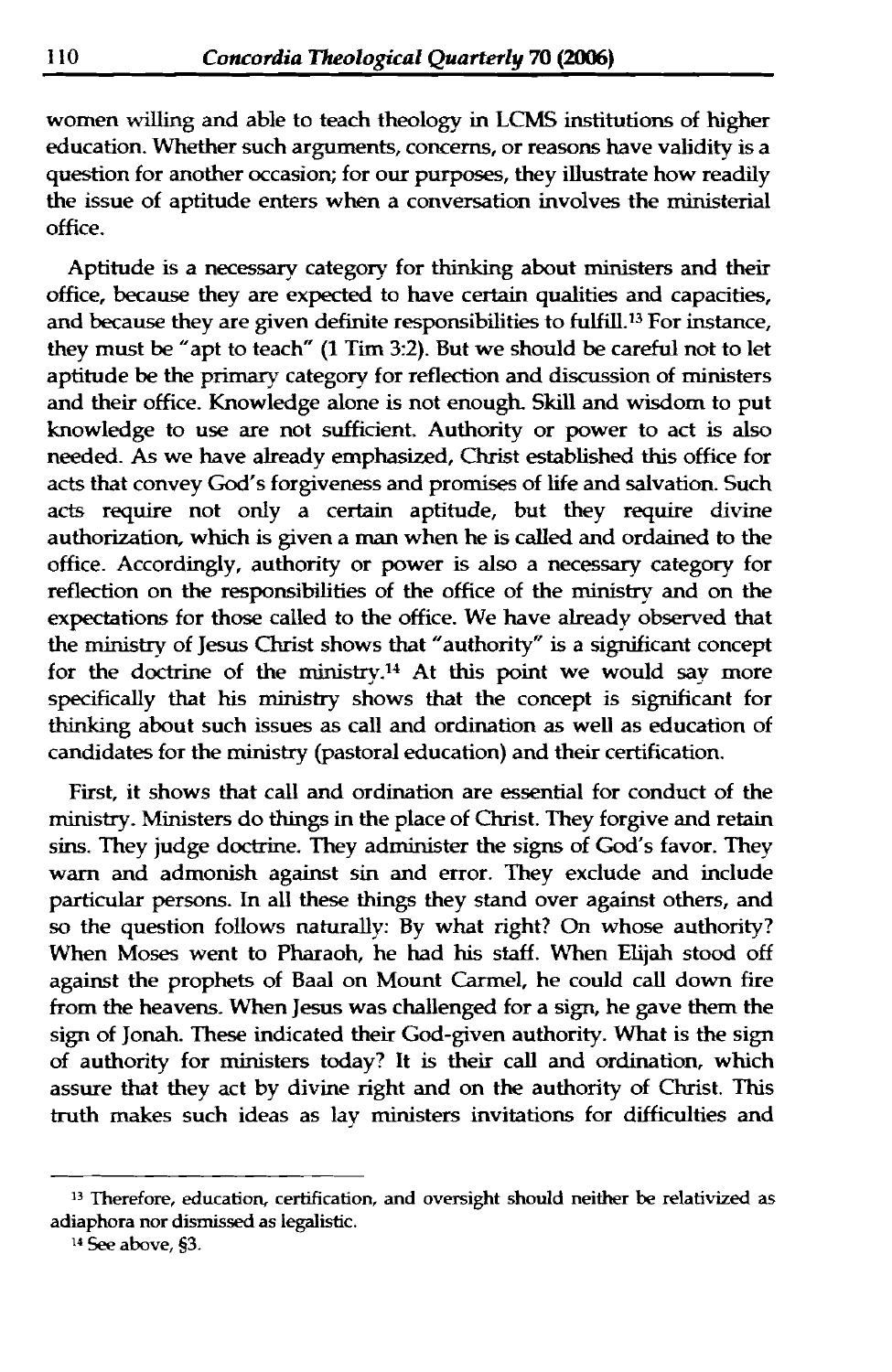women willing and able to teach theology in LCMS institutions of higher education. Whether such arguments, concerns, or reasons have validity is a question for another occasion; for our purposes, they illustrate how readily the issue of aptitude enters when a conversation involves the ministerial office.

Aptitude is a necessary category for thinking about ministers and their office, because they are expected to have certain qualities and capacities, and because they are given definite responsibilities to fulfill.[13] For instance, they must be "apt to teach" (1 Tim 3:2). But we should be careful not to let aptitude be the primary category for reflection and discussion of ministers and their office. Knowledge alone is not enough. Skill and wisdom to put knowledge to use are not sufficient. Authority or power to act is also needed. As we have already emphasized, Christ established this office for acts that convey God's forgiveness and promises of life and salvation. Such acts require not only a certain aptitude, but they require divine authorization, which is given a man when he is called and ordained to the office. Accordingly, authority or power is also a necessary category for reflection on the responsibilities of the office of the ministry and on the expectations for those called to the office. We have already observed that the ministry of Jesus Christ shows that "authority" is a significant concept for the doctrine of the ministry.[14] At this point we would say more specifically that his ministry shows that the concept is significant for thinking about such issues as call and ordination as well as education of candidates for the ministry (pastoral education) and their certification.

First, it shows that call and ordination are essential for conduct of the ministry. Ministers do things in the place of Christ. They forgive and retain sins. They judge doctrine. They administer the signs of God's favor. They warn and admonish against sin and error. They exclude and include particular persons. In all these things they stand over against others, and so the question follows naturally: By what right? On whose authority? When Moses went to Pharaoh, he had his staff. When Elijah stood off against the prophets of Baal on Mount Carmel, he could call down fire from the heavens. When Jesus was challenged for a sign, he gave them the sign of Jonah. These indicated their God-given authority. What is the sign of authority for ministers today? It is their call and ordination, which assure that they act by divine right and on the authority of Christ. This truth makes such ideas as lay ministers invitations for difficulties and

---

[13] Therefore, education, certification, and oversight should neither be relativized as adiaphora nor dismissed as legalistic.

[14] See above, §3.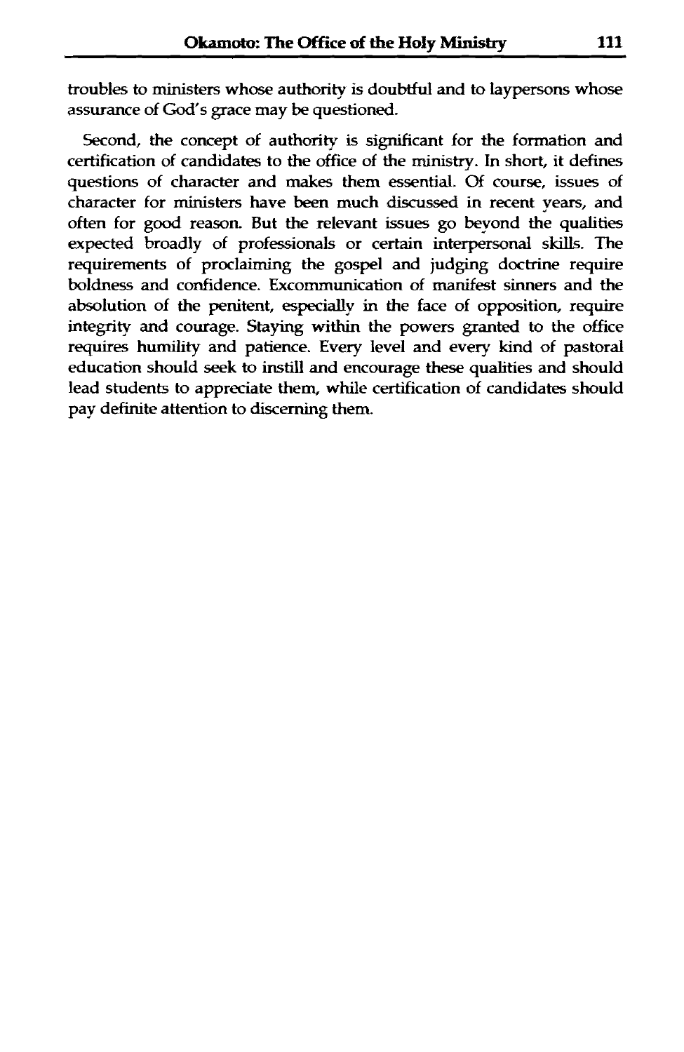troubles to ministers whose authority is doubtful and to laypersons whose assurance of God's grace may be questioned.

Second, the concept of authority is significant for the formation and certification of candidates to the office of the ministry. In short, it defines questions of character and makes them essential. Of course, issues of character for ministers have been much discussed in recent years, and often for good reason. But the relevant issues go beyond the qualities expected broadly of professionals or certain interpersonal skills. The requirements of proclaiming the gospel and judging doctrine require boldness and confidence. Excommunication of manifest sinners and the absolution of the penitent, especially in the face of opposition, require integrity and courage. Staying within the powers granted to the office requires humility and patience. Every level and every kind of pastoral education should seek to instill and encourage these qualities and should lead students to appreciate them, while certification of candidates should pay definite attention to discerning them.